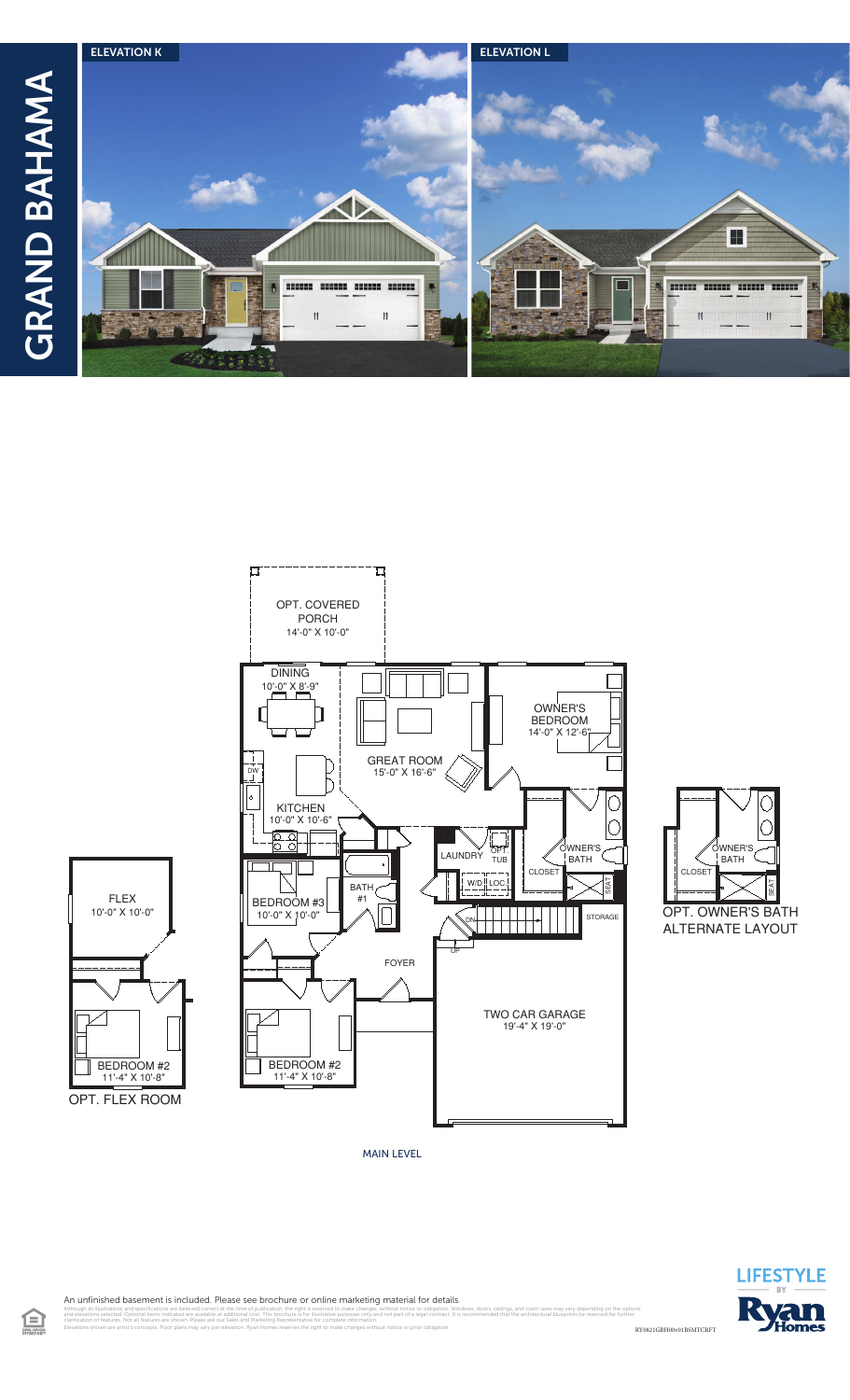# GRAND BAHAMA

ELEVATION K

ELEVATION L

OPT. COVERED PORCH
14'-0" X 10'-0"

DINING
10'-0" X 8'-9"

GREAT ROOM
15'-0" X 16'-6"

OWNER'S BEDROOM
14'-0" X 12'-6"

DW

KITCHEN
10'-0" X 10'-6"

LAUNDRY

OPT. TUB

W/D

LOC.

CLOSET

OWNER'S BATH

SEAT

BEDROOM #3
10'-0" X 10'-0"

BATH #1

DN

UP

STORAGE

FOYER

TWO CAR GARAGE
19'-4" X 19'-0"

BEDROOM #2
11'-4" X 10'-8"

FLEX
10'-0" X 10'-0"

BEDROOM #2
11'-4" X 10'-8"

OPT. FLEX ROOM

CLOSET

OWNER'S BATH

SEAT

OPT. OWNER'S BATH ALTERNATE LAYOUT

MAIN LEVEL

An unfinished basement is included. Please see brochure or online marketing material for details.

Although all illustrations and specifications are believed correct at the time of publication, the right is reserved to make changes, without notice or obligation. Windows, doors, ceilings, and room sizes may vary depending on the options and elevations selected. Optional items indicated are available at additional cost. This brochure is for illustrative purposes only and not part of a legal contract. It is recommended that the architectural blueprints be reserved for further clarification of features. Not all features are shown. Please ask our Sales and Marketing Representative for complete information.
Elevations shown are artist's concepts. Floor plans may vary per elevation. Ryan Homes reserves the right to make changes without notice or prior obligation.

RY0821GBH00v01BSMTCRFT

LIFESTYLE BY Ryan Homes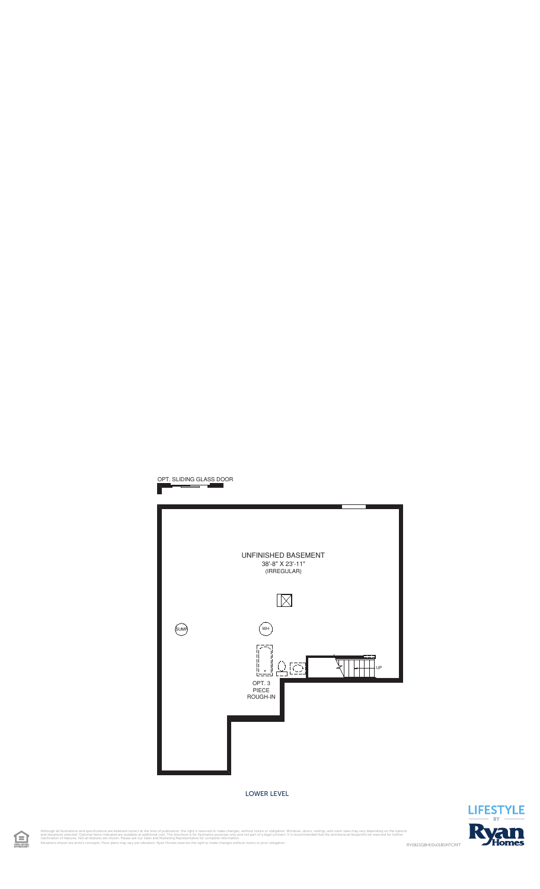OPT. SLIDING GLASS DOOR

UNFINISHED BASEMENT
38'-8" X 23'-11"
(IRREGULAR)

SUMP

WH

OPT. 3
PIECE
ROUGH-IN

UP

LOWER LEVEL

LIFESTYLE
BY
Ryan Homes

Although all illustrations and specifications are believed correct at the time of publication, the right is reserved to make changes, without notice or obligation. Windows, doors, ceilings, and room sizes may vary depending on the options and elevations selected. Optional items indicated are available at additional cost. This brochure is for illustrative purposes only and not part of a legal contract. It is recommended that the architectural blueprints be reserved for further clarification of features. Not all features are shown. Please ask our Sales and Marketing Representative for complete information.
Elevations shown are artist's concepts. Floor plans may vary per elevation. Ryan Homes reserves the right to make changes without notice or prior obligation.

RY0821GBH00v01BSMTCRFT